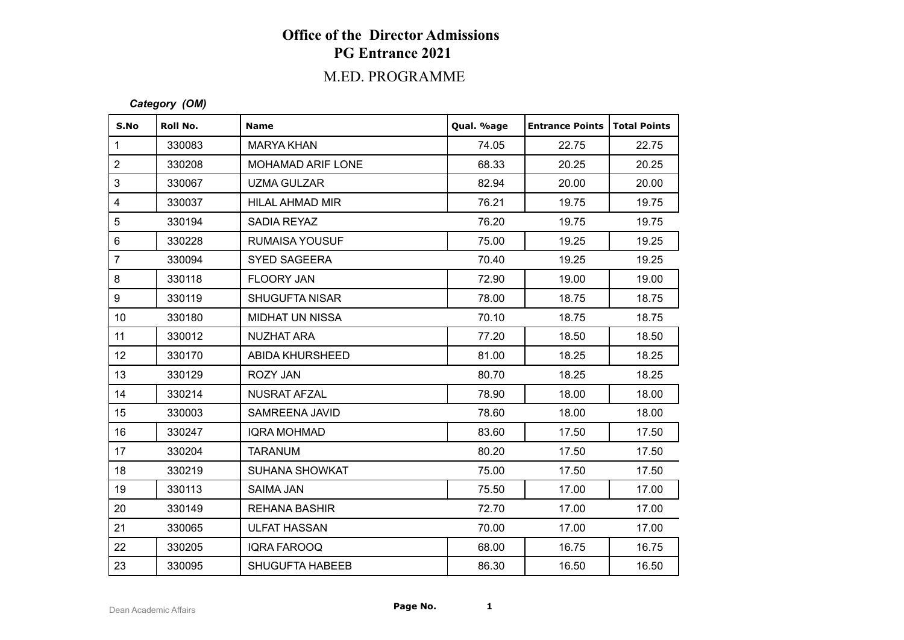# Office of the Director Admissions

## PG Entrance 2021

## M.ED. PROGRAMME

***Category (OM)***

| S.No | Roll No. | Name | Qual. %age | Entrance Points | Total Points |
|---|---|---|---|---|---|
| 1 | 330083 | MARYA KHAN | 74.05 | 22.75 | 22.75 |
| 2 | 330208 | MOHAMAD ARIF LONE | 68.33 | 20.25 | 20.25 |
| 3 | 330067 | UZMA GULZAR | 82.94 | 20.00 | 20.00 |
| 4 | 330037 | HILAL AHMAD MIR | 76.21 | 19.75 | 19.75 |
| 5 | 330194 | SADIA REYAZ | 76.20 | 19.75 | 19.75 |
| 6 | 330228 | RUMAISA YOUSUF | 75.00 | 19.25 | 19.25 |
| 7 | 330094 | SYED SAGEERA | 70.40 | 19.25 | 19.25 |
| 8 | 330118 | FLOORY JAN | 72.90 | 19.00 | 19.00 |
| 9 | 330119 | SHUGUFTA NISAR | 78.00 | 18.75 | 18.75 |
| 10 | 330180 | MIDHAT UN NISSA | 70.10 | 18.75 | 18.75 |
| 11 | 330012 | NUZHAT ARA | 77.20 | 18.50 | 18.50 |
| 12 | 330170 | ABIDA KHURSHEED | 81.00 | 18.25 | 18.25 |
| 13 | 330129 | ROZY JAN | 80.70 | 18.25 | 18.25 |
| 14 | 330214 | NUSRAT AFZAL | 78.90 | 18.00 | 18.00 |
| 15 | 330003 | SAMREENA JAVID | 78.60 | 18.00 | 18.00 |
| 16 | 330247 | IQRA MOHMAD | 83.60 | 17.50 | 17.50 |
| 17 | 330204 | TARANUM | 80.20 | 17.50 | 17.50 |
| 18 | 330219 | SUHANA SHOWKAT | 75.00 | 17.50 | 17.50 |
| 19 | 330113 | SAIMA JAN | 75.50 | 17.00 | 17.00 |
| 20 | 330149 | REHANA BASHIR | 72.70 | 17.00 | 17.00 |
| 21 | 330065 | ULFAT HASSAN | 70.00 | 17.00 | 17.00 |
| 22 | 330205 | IQRA FAROOQ | 68.00 | 16.75 | 16.75 |
| 23 | 330095 | SHUGUFTA HABEEB | 86.30 | 16.50 | 16.50 |

Dean Academic Affairs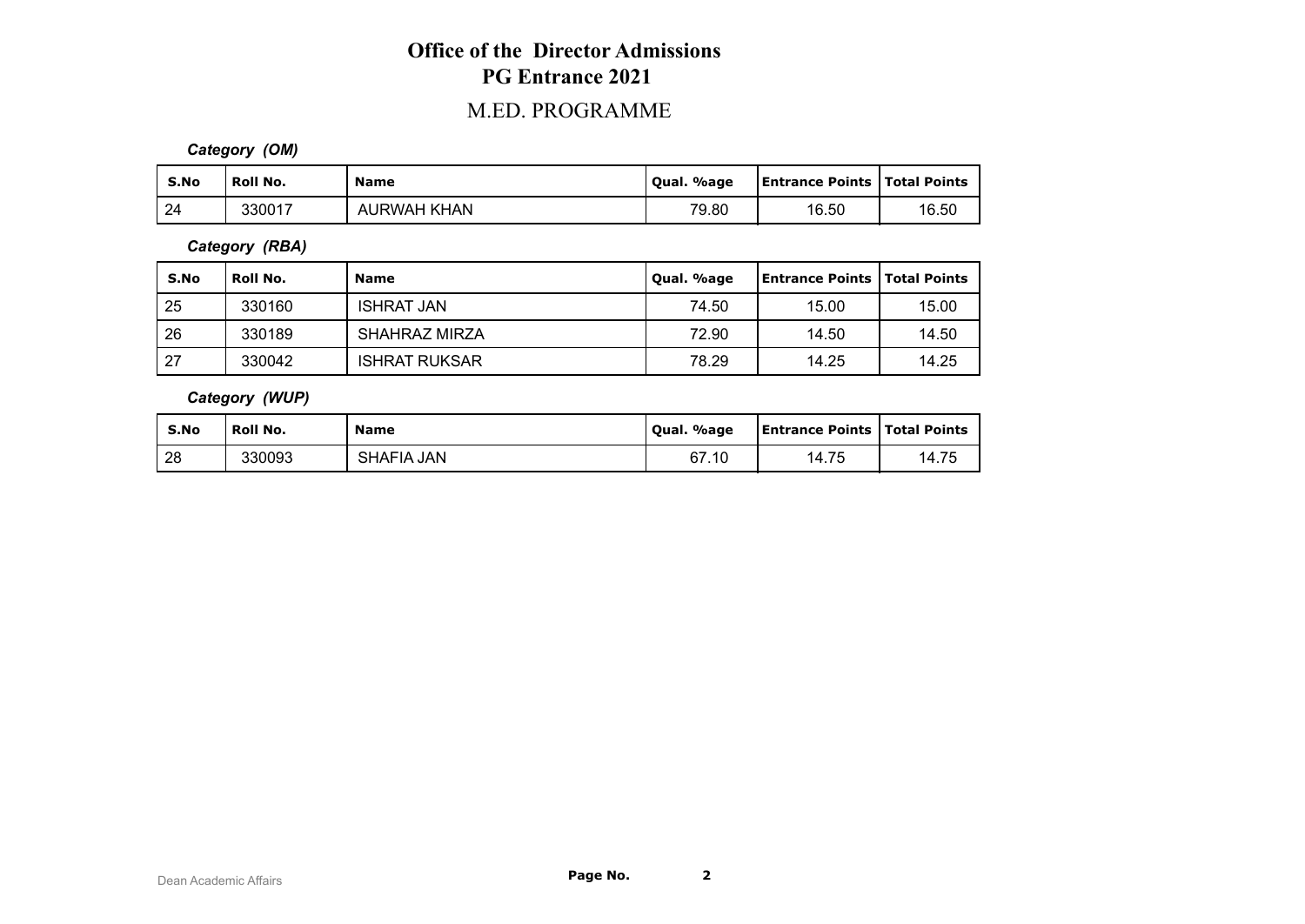# Office of the Director Admissions
## PG Entrance 2021
### M.ED. PROGRAMME

***Category (OM)***

| S.No | Roll No. | Name | Qual. %age | Entrance Points | Total Points |
|---|---|---|---|---|---|
| 24 | 330017 | AURWAH KHAN | 79.80 | 16.50 | 16.50 |

***Category (RBA)***

| S.No | Roll No. | Name | Qual. %age | Entrance Points | Total Points |
|---|---|---|---|---|---|
| 25 | 330160 | ISHRAT JAN | 74.50 | 15.00 | 15.00 |
| 26 | 330189 | SHAHRAZ MIRZA | 72.90 | 14.50 | 14.50 |
| 27 | 330042 | ISHRAT RUKSAR | 78.29 | 14.25 | 14.25 |

***Category (WUP)***

| S.No | Roll No. | Name | Qual. %age | Entrance Points | Total Points |
|---|---|---|---|---|---|
| 28 | 330093 | SHAFIA JAN | 67.10 | 14.75 | 14.75 |

Dean Academic Affairs